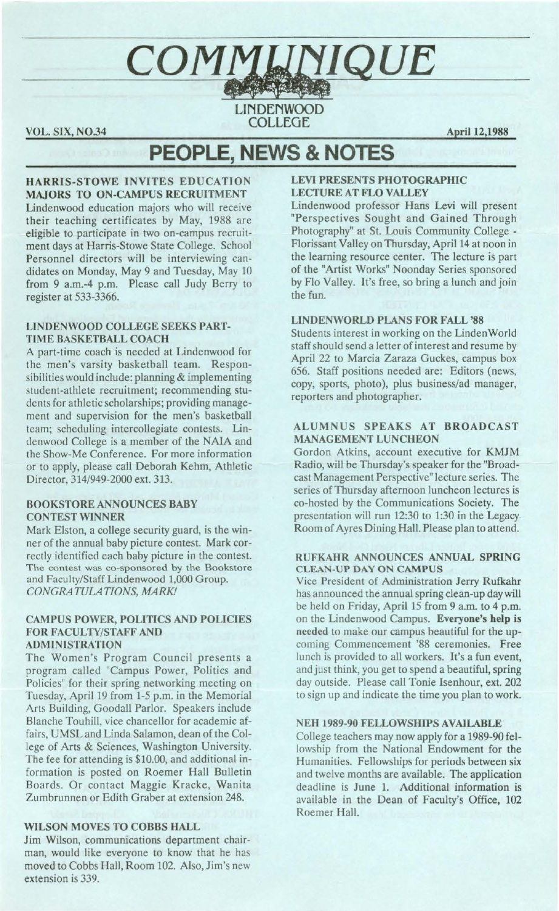# COMMUNIQUE

LINDENWOOD COLLEGE

VOL. SIX, NO.34

April 12,1988

## PEOPLE, NEWS & NOTES

### HARRIS-STOWE INVITES EDUCATION MAJORS TO ON-CAMPUS RECRUITMENT

Lindenwood education majors who will receive their teaching certificates by May, 1988 are eligible to participate in two on-campus recruitment days at Harris-Stowe State College. School Personnel directors will be interviewing candidates on Monday, May 9 and Tuesday, May 10 from 9 a.m.-4 p.m. Please call Judy Berry to register at 533-3366.

### LINDENWOOD COLLEGE SEEKS PART-TIME BASKETBALL COACH

A part-time coach is needed at Lindenwood for the men's varsity basketball team. Responsibilities would include: planning & implementing student-athlete recruitment; recommending students for athletic scholarships; providing management and supervision for the men's basketball team; scheduling intercollegiate contests. Lindenwood College is a member of the NAIA and the Show-Me Conference. For more information or to apply, please call Deborah Kehm, Athletic Director, 314/949-2000 ext. 313.

### BOOKSTORE ANNOUNCES BABY CONTEST WINNER

Mark Elston, a college security guard, is the winner of the annual baby picture contest. Mark correctly identified each baby picture in the contest. The contest was co-sponsored by the Bookstore and Faculty/Staff Lindenwood 1,000 Group. *CONGRATULATIONS, MARK!*

### CAMPUS POWER, POLITICS AND POLICIES FOR FACULTY/STAFF AND ADMINISTRATION

The Women's Program Council presents a program called "Campus Power, Politics and Policies" for their spring networking meeting on Tuesday, April 19 from 1-5 p.m. in the Memorial Arts Building, Goodall Parlor. Speakers include Blanche Touhill, vice chancellor for academic affairs, UMSL and Linda Salamon, dean of the College of Arts & Sciences, Washington University. The fee for attending is $10.00, and additional information is posted on Roemer Hall Bulletin Boards. Or contact Maggie Kracke, Wanita Zumbrunnen or Edith Graber at extension 248.

### WILSON MOVES TO COBBS HALL

Jim Wilson, communications department chairman, would like everyone to know that he has moved to Cobbs Hall, Room 102. Also, Jim's new extension is 339.

### LEVI PRESENTS PHOTOGRAPHIC LECTURE AT FLO VALLEY

Lindenwood professor Hans Levi will present "Perspectives Sought and Gained Through Photography" at St. Louis Community College - Florissant Valley on Thursday, April 14 at noon in the learning resource center. The lecture is part of the "Artist Works" Noonday Series sponsored by Flo Valley. It's free, so bring a lunch and join the fun.

### LINDENWORLD PLANS FOR FALL '88

Students interest in working on the LindenWorld staff should send a letter of interest and resume by April 22 to Marcia Zaraza Guckes, campus box 656. Staff positions needed are: Editors (news, copy, sports, photo), plus business/ad manager, reporters and photographer.

### ALUMNUS SPEAKS AT BROADCAST MANAGEMENT LUNCHEON

Gordon Atkins, account executive for KMJM Radio, will be Thursday's speaker for the "Broadcast Management Perspective" lecture series. The series of Thursday afternoon luncheon lectures is co-hosted by the Communications Society. The presentation will run 12:30 to 1:30 in the Legacy Room of Ayres Dining Hall. Please plan to attend.

### RUFKAHR ANNOUNCES ANNUAL SPRING CLEAN-UP DAY ON CAMPUS

Vice President of Administration Jerry Rufkahr has announced the annual spring clean-up day will be held on Friday, April 15 from 9 a.m. to 4 p.m. on the Lindenwood Campus. **Everyone's help is needed** to make our campus beautiful for the upcoming Commencement '88 ceremonies. Free lunch is provided to all workers. It's a fun event, and just think, you get to spend a beautiful, spring day outside. Please call Tonie Isenhour, ext. 202 to sign up and indicate the time you plan to work.

### NEH 1989-90 FELLOWSHIPS AVAILABLE

College teachers may now apply for a 1989-90 fellowship from the National Endowment for the Humanities. Fellowships for periods between six and twelve months are available. The application deadline is June 1. Additional information is available in the Dean of Faculty's Office, 102 Roemer Hall.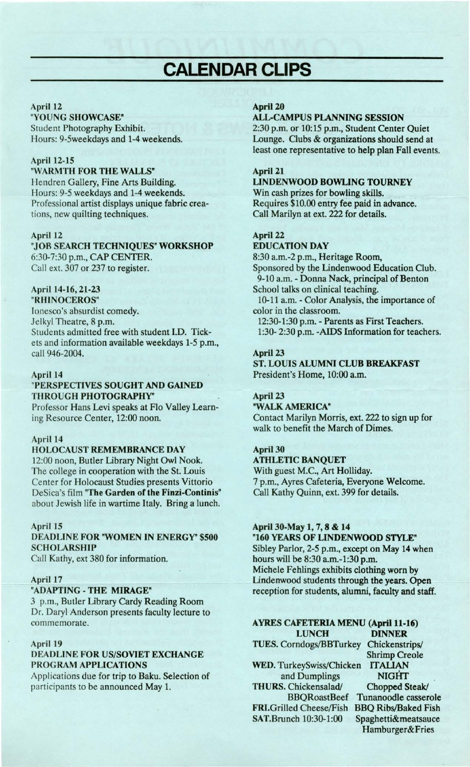# CALENDAR CLIPS

**April 12**
**"YOUNG SHOWCASE"**
Student Photography Exhibit.
Hours: 9-5weekdays and 1-4 weekends.

**April 12-15**
**"WARMTH FOR THE WALLS"**
Hendren Gallery, Fine Arts Building.
Hours: 9-5 weekdays and 1-4 weekends.
Professional artist displays unique fabric creations, new quilting techniques.

**April 12**
**"JOB SEARCH TECHNIQUES" WORKSHOP**
6:30-7:30 p.m., CAP CENTER.
Call ext. 307 or 237 to register.

**April 14-16, 21-23**
**"RHINOCEROS"**
Ionesco's absurdist comedy.
Jelkyl Theatre, 8 p.m.
Students admitted free with student I.D. Tickets and information available weekdays 1-5 p.m., call 946-2004.

**April 14**
**"PERSPECTIVES SOUGHT AND GAINED THROUGH PHOTOGRAPHY"**
Professor Hans Levi speaks at Flo Valley Learning Resource Center, 12:00 noon.

**April 14**
**HOLOCAUST REMEMBRANCE DAY**
12:00 noon, Butler Library Night Owl Nook.
The college in cooperation with the St. Louis Center for Holocaust Studies presents Vittorio DeSica's film **"The Garden of the Finzi-Continis"** about Jewish life in wartime Italy. Bring a lunch.

**April 15**
**DEADLINE FOR "WOMEN IN ENERGY" $500 SCHOLARSHIP**
Call Kathy, ext 380 for information.

**April 17**
**"ADAPTING - THE MIRAGE"**
3 p.m., Butler Library Cardy Reading Room
Dr. Daryl Anderson presents faculty lecture to commemorate.

**April 19**
**DEADLINE FOR US/SOVIET EXCHANGE PROGRAM APPLICATIONS**
Applications due for trip to Baku. Selection of participants to be announced May 1.

**April 20**
**ALL-CAMPUS PLANNING SESSION**
2:30 p.m. or 10:15 p.m., Student Center Quiet Lounge. Clubs & organizations should send at least one representative to help plan Fall events.

**April 21**
**LINDENWOOD BOWLING TOURNEY**
Win cash prizes for bowling skills.
Requires $10.00 entry fee paid in advance.
Call Marilyn at ext. 222 for details.

**April 22**
**EDUCATION DAY**
8:30 a.m.-2 p.m., Heritage Room,
Sponsored by the Lindenwood Education Club.
9-10 a.m. - Donna Nack, principal of Benton School talks on clinical teaching.
10-11 a.m. - Color Analysis, the importance of color in the classroom.
12:30-1:30 p.m. - Parents as First Teachers.
1:30- 2:30 p.m. -AIDS Information for teachers.

**April 23**
**ST. LOUIS ALUMNI CLUB BREAKFAST**
President's Home, 10:00 a.m.

**April 23**
**"WALK AMERICA"**
Contact Marilyn Morris, ext. 222 to sign up for walk to benefit the March of Dimes.

**April 30**
**ATHLETIC BANQUET**
With guest M.C., Art Holliday.
7 p.m., Ayres Cafeteria, Everyone Welcome.
Call Kathy Quinn, ext. 399 for details.

**April 30-May 1, 7, 8 & 14**
**"160 YEARS OF LINDENWOOD STYLE"**
Sibley Parlor, 2-5 p.m., except on May 14 when hours will be 8:30 a.m.-1:30 p.m.
Michele Fehlings exhibits clothing worn by Lindenwood students through the years. Open reception for students, alumni, faculty and staff.

**AYRES CAFETERIA MENU (April 11-16)**

| | LUNCH | DINNER |
|---|---|---|
| TUES. | Corndogs/BBTurkey | Chickenstrips/ Shrimp Creole |
| WED. | TurkeySwiss/Chicken and Dumplings | ITALIAN NIGHT |
| THURS. | Chickensalad/ BBQRoastBeef | Chopped Steak/ Tunanoodle casserole |
| FRI. | Grilled Cheese/Fish | BBQ Ribs/Baked Fish |
| SAT. | Brunch 10:30-1:00 | Spaghetti&meatsauce Hamburger&Fries |